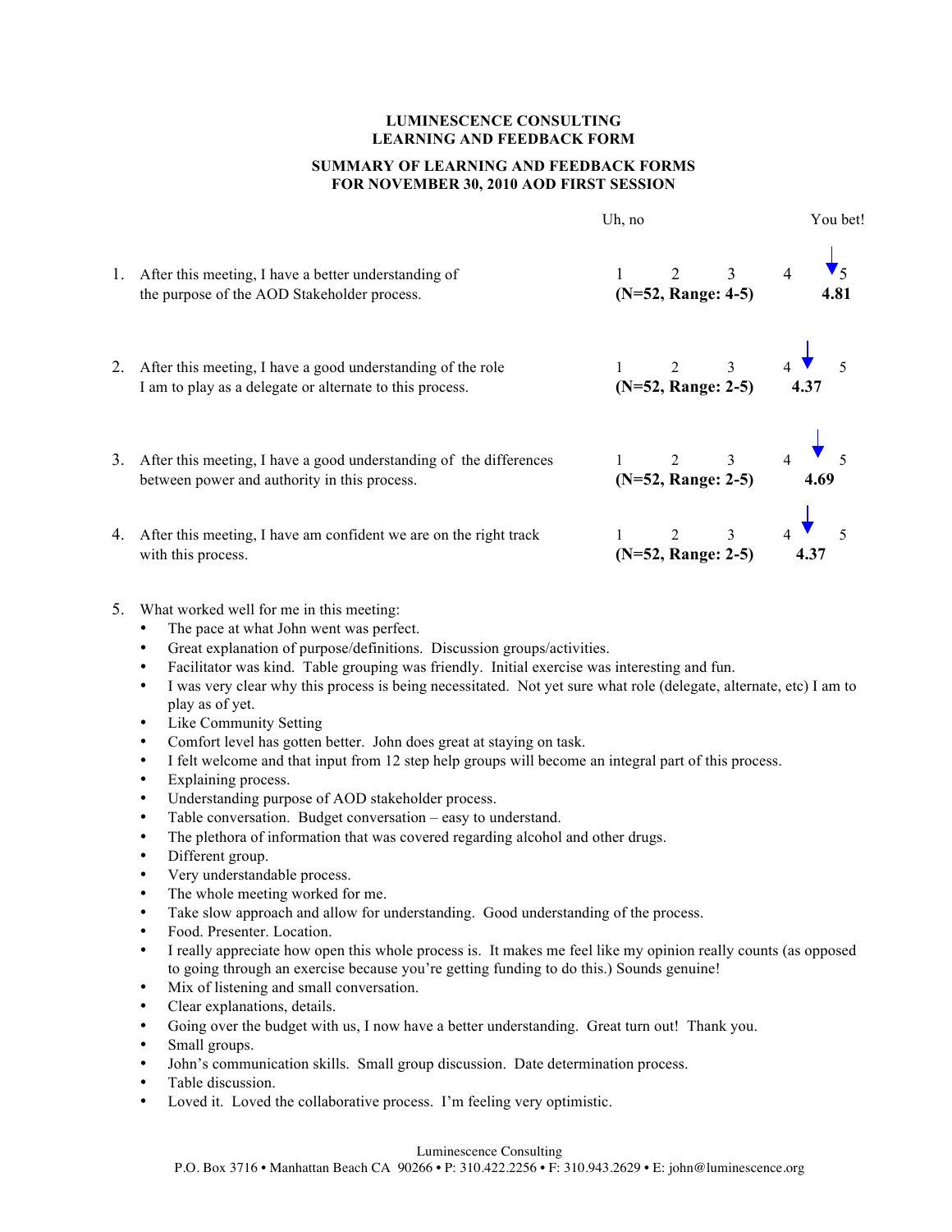# LUMINESCENCE CONSULTING
## LEARNING AND FEEDBACK FORM

### SUMMARY OF LEARNING AND FEEDBACK FORMS FOR NOVEMBER 30, 2010 AOD FIRST SESSION

| | Question | 1 (Uh, no) | 2 | 3 | 4 | 5 (You bet!) | Mean |
|---|---|---|---|---|---|---|---|
| 1. | After this meeting, I have a better understanding of the purpose of the AOD Stakeholder process. | (N=52, Range: 4-5) | | | | | 4.81 |
| 2. | After this meeting, I have a good understanding of the role I am to play as a delegate or alternate to this process. | (N=52, Range: 2-5) | | | | | 4.37 |
| 3. | After this meeting, I have a good understanding of the differences between power and authority in this process. | (N=52, Range: 2-5) | | | | | 4.69 |
| 4. | After this meeting, I have am confident we are on the right track with this process. | (N=52, Range: 2-5) | | | | | 4.37 |

5. What worked well for me in this meeting:
   - The pace at what John went was perfect.
   - Great explanation of purpose/definitions. Discussion groups/activities.
   - Facilitator was kind. Table grouping was friendly. Initial exercise was interesting and fun.
   - I was very clear why this process is being necessitated. Not yet sure what role (delegate, alternate, etc) I am to play as of yet.
   - Like Community Setting
   - Comfort level has gotten better. John does great at staying on task.
   - I felt welcome and that input from 12 step help groups will become an integral part of this process.
   - Explaining process.
   - Understanding purpose of AOD stakeholder process.
   - Table conversation. Budget conversation – easy to understand.
   - The plethora of information that was covered regarding alcohol and other drugs.
   - Different group.
   - Very understandable process.
   - The whole meeting worked for me.
   - Take slow approach and allow for understanding. Good understanding of the process.
   - Food. Presenter. Location.
   - I really appreciate how open this whole process is. It makes me feel like my opinion really counts (as opposed to going through an exercise because you're getting funding to do this.) Sounds genuine!
   - Mix of listening and small conversation.
   - Clear explanations, details.
   - Going over the budget with us, I now have a better understanding. Great turn out! Thank you.
   - Small groups.
   - John's communication skills. Small group discussion. Date determination process.
   - Table discussion.
   - Loved it. Loved the collaborative process. I'm feeling very optimistic.

Luminescence Consulting
P.O. Box 3716 • Manhattan Beach CA 90266 • P: 310.422.2256 • F: 310.943.2629 • E: john@luminescence.org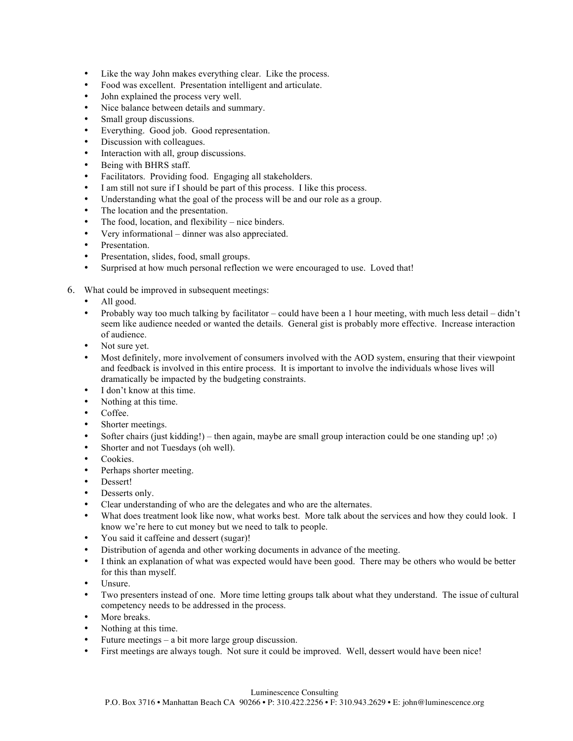- Like the way John makes everything clear. Like the process.
- Food was excellent. Presentation intelligent and articulate.
- John explained the process very well.
- Nice balance between details and summary.
- Small group discussions.
- Everything. Good job. Good representation.
- Discussion with colleagues.
- Interaction with all, group discussions.
- Being with BHRS staff.
- Facilitators. Providing food. Engaging all stakeholders.
- I am still not sure if I should be part of this process. I like this process.
- Understanding what the goal of the process will be and our role as a group.
- The location and the presentation.
- The food, location, and flexibility – nice binders.
- Very informational – dinner was also appreciated.
- Presentation.
- Presentation, slides, food, small groups.
- Surprised at how much personal reflection we were encouraged to use. Loved that!

6. What could be improved in subsequent meetings:
   - All good.
   - Probably way too much talking by facilitator – could have been a 1 hour meeting, with much less detail – didn't seem like audience needed or wanted the details. General gist is probably more effective. Increase interaction of audience.
   - Not sure yet.
   - Most definitely, more involvement of consumers involved with the AOD system, ensuring that their viewpoint and feedback is involved in this entire process. It is important to involve the individuals whose lives will dramatically be impacted by the budgeting constraints.
   - I don't know at this time.
   - Nothing at this time.
   - Coffee.
   - Shorter meetings.
   - Softer chairs (just kidding!) – then again, maybe are small group interaction could be one standing up! ;o)
   - Shorter and not Tuesdays (oh well).
   - Cookies.
   - Perhaps shorter meeting.
   - Dessert!
   - Desserts only.
   - Clear understanding of who are the delegates and who are the alternates.
   - What does treatment look like now, what works best. More talk about the services and how they could look. I know we're here to cut money but we need to talk to people.
   - You said it caffeine and dessert (sugar)!
   - Distribution of agenda and other working documents in advance of the meeting.
   - I think an explanation of what was expected would have been good. There may be others who would be better for this than myself.
   - Unsure.
   - Two presenters instead of one. More time letting groups talk about what they understand. The issue of cultural competency needs to be addressed in the process.
   - More breaks.
   - Nothing at this time.
   - Future meetings – a bit more large group discussion.
   - First meetings are always tough. Not sure it could be improved. Well, dessert would have been nice!

Luminescence Consulting
P.O. Box 3716 • Manhattan Beach CA 90266 • P: 310.422.2256 • F: 310.943.2629 • E: john@luminescence.org